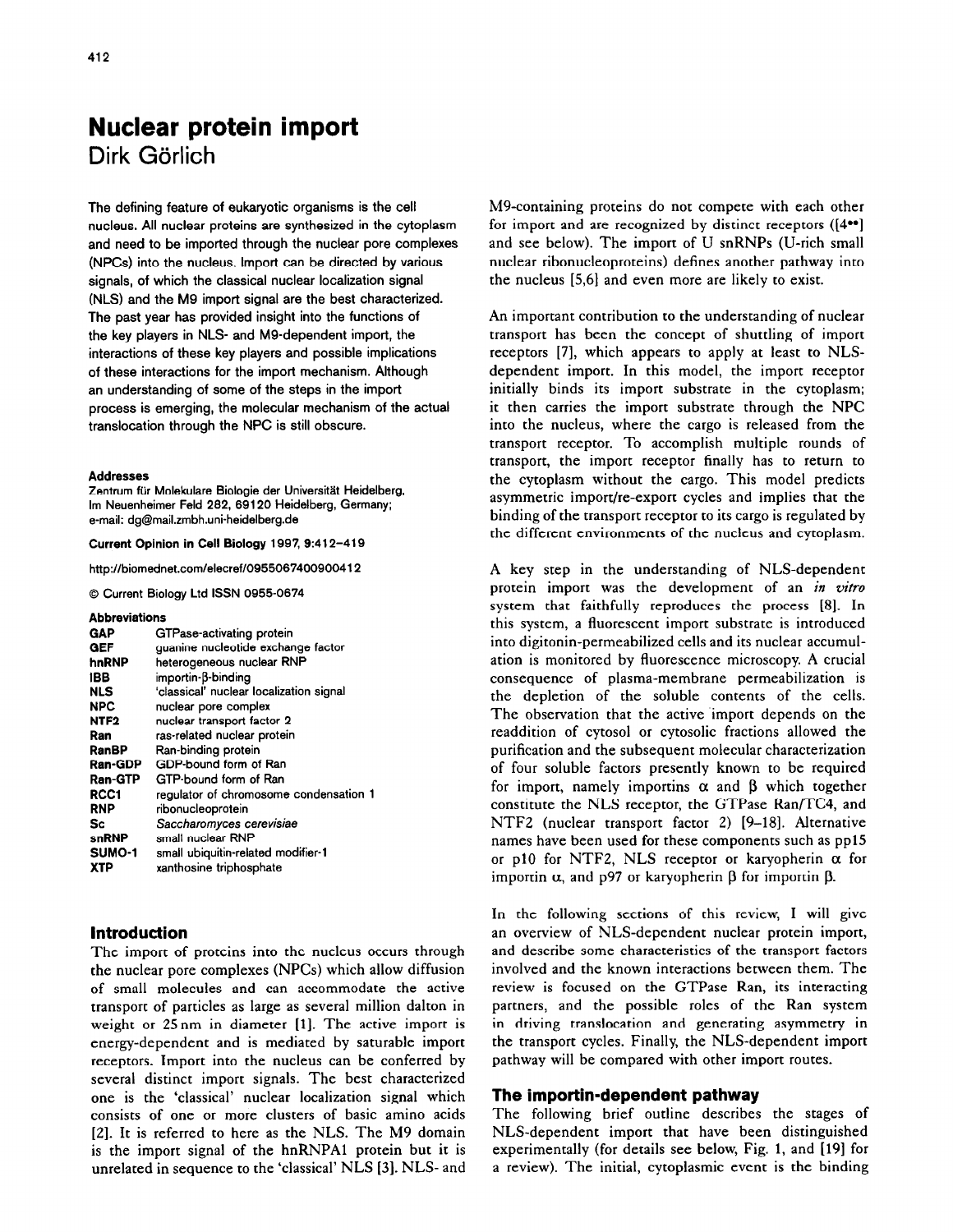# Nuclear protein import

Dirk Görlich

The defining feature of eukaryotic organisms is the cell nucleus. All nuclear proteins are synthesized in the cytoplasm and need to be imported through the nuclear pore complexes (NPCs) into the nucleus. Import can be directed by various signals, of which the classical nuclear localization signal (NLS) and the M9 import signal are the best characterized. The past year has provided insight into the functions of the key players in NLS- and M9-dependent import, the interactions of these key players and possible implications of these interactions for the import mechanism. Although an understanding of some of the steps in the import process is emerging, the molecular mechanism of the actual translocation through the NPC is still obscure.

**Addresses**

Zentrum für Molekulare Biologie der Universität Heidelberg, Im Neuenheimer Feld 282, 69120 Heidelberg, Germany; e-mail: dg@mail.zmbh.uni-heidelberg.de

**Current Opinion in Cell Biology 1997, 9:412–419**

http://biomednet.com/elecref/0955067400900412

© Current Biology Ltd ISSN 0955-0674

**Abbreviations**

| | |
|---|---|
| **GAP** | GTPase-activating protein |
| **GEF** | guanine nucleotide exchange factor |
| **hnRNP** | heterogeneous nuclear RNP |
| **IBB** | importin-β-binding |
| **NLS** | 'classical' nuclear localization signal |
| **NPC** | nuclear pore complex |
| **NTF2** | nuclear transport factor 2 |
| **Ran** | ras-related nuclear protein |
| **RanBP** | Ran-binding protein |
| **Ran-GDP** | GDP-bound form of Ran |
| **Ran-GTP** | GTP-bound form of Ran |
| **RCC1** | regulator of chromosome condensation 1 |
| **RNP** | ribonucleoprotein |
| **Sc** | *Saccharomyces cerevisiae* |
| **snRNP** | small nuclear RNP |
| **SUMO-1** | small ubiquitin-related modifier-1 |
| **XTP** | xanthosine triphosphate |

## Introduction

The import of proteins into the nucleus occurs through the nuclear pore complexes (NPCs) which allow diffusion of small molecules and can accommodate the active transport of particles as large as several million dalton in weight or 25 nm in diameter [1]. The active import is energy-dependent and is mediated by saturable import receptors. Import into the nucleus can be conferred by several distinct import signals. The best characterized one is the 'classical' nuclear localization signal which consists of one or more clusters of basic amino acids [2]. It is referred to here as the NLS. The M9 domain is the import signal of the hnRNPA1 protein but it is unrelated in sequence to the 'classical' NLS [3]. NLS- and M9-containing proteins do not compete with each other for import and are recognized by distinct receptors ([4••] and see below). The import of U snRNPs (U-rich small nuclear ribonucleoproteins) defines another pathway into the nucleus [5,6] and even more are likely to exist.

An important contribution to the understanding of nuclear transport has been the concept of shuttling of import receptors [7], which appears to apply at least to NLS-dependent import. In this model, the import receptor initially binds its import substrate in the cytoplasm; it then carries the import substrate through the NPC into the nucleus, where the cargo is released from the transport receptor. To accomplish multiple rounds of transport, the import receptor finally has to return to the cytoplasm without the cargo. This model predicts asymmetric import/re-export cycles and implies that the binding of the transport receptor to its cargo is regulated by the different environments of the nucleus and cytoplasm.

A key step in the understanding of NLS-dependent protein import was the development of an *in vitro* system that faithfully reproduces the process [8]. In this system, a fluorescent import substrate is introduced into digitonin-permeabilized cells and its nuclear accumulation is monitored by fluorescence microscopy. A crucial consequence of plasma-membrane permeabilization is the depletion of the soluble contents of the cells. The observation that the active import depends on the readdition of cytosol or cytosolic fractions allowed the purification and the subsequent molecular characterization of four soluble factors presently known to be required for import, namely importins α and β which together constitute the NLS receptor, the GTPase Ran/TC4, and NTF2 (nuclear transport factor 2) [9–18]. Alternative names have been used for these components such as pp15 or p10 for NTF2, NLS receptor or karyopherin α for importin α, and p97 or karyopherin β for importin β.

In the following sections of this review, I will give an overview of NLS-dependent nuclear protein import, and describe some characteristics of the transport factors involved and the known interactions between them. The review is focused on the GTPase Ran, its interacting partners, and the possible roles of the Ran system in driving translocation and generating asymmetry in the transport cycles. Finally, the NLS-dependent import pathway will be compared with other import routes.

## The importin-dependent pathway

The following brief outline describes the stages of NLS-dependent import that have been distinguished experimentally (for details see below, Fig. 1, and [19] for a review). The initial, cytoplasmic event is the binding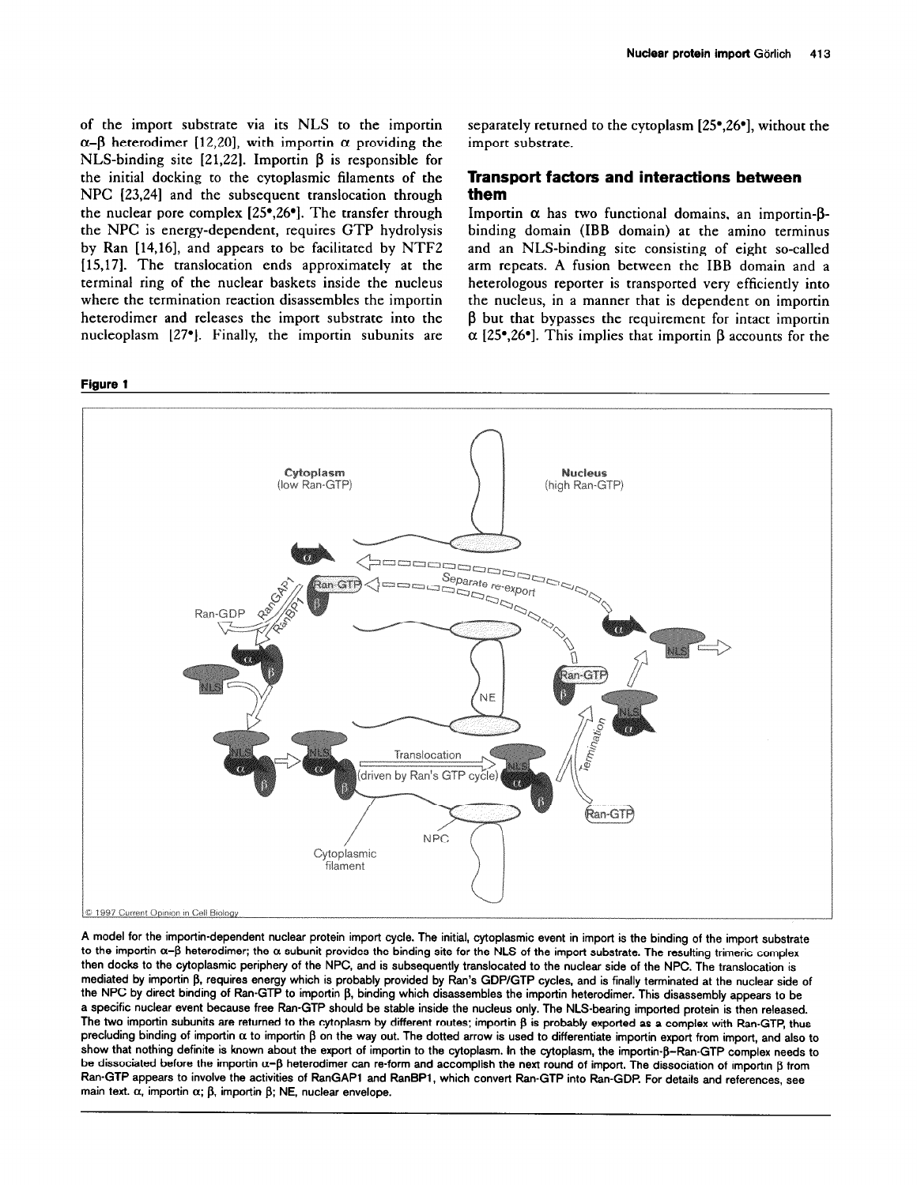of the import substrate via its NLS to the importin α–β heterodimer [12,20], with importin α providing the NLS-binding site [21,22]. Importin β is responsible for the initial docking to the cytoplasmic filaments of the NPC [23,24] and the subsequent translocation through the nuclear pore complex [25•,26•]. The transfer through the NPC is energy-dependent, requires GTP hydrolysis by Ran [14,16], and appears to be facilitated by NTF2 [15,17]. The translocation ends approximately at the terminal ring of the nuclear baskets inside the nucleus where the termination reaction disassembles the importin heterodimer and releases the import substrate into the nucleoplasm [27•]. Finally, the importin subunits are separately returned to the cytoplasm [25•,26•], without the import substrate.

## Transport factors and interactions between them

Importin α has two functional domains, an importin-β-binding domain (IBB domain) at the amino terminus and an NLS-binding site consisting of eight so-called arm repeats. A fusion between the IBB domain and a heterologous reporter is transported very efficiently into the nucleus, in a manner that is dependent on importin β but that bypasses the requirement for intact importin α [25•,26•]. This implies that importin β accounts for the

**Figure 1**

A model for the importin-dependent nuclear protein import cycle. The initial, cytoplasmic event in import is the binding of the import substrate to the importin α–β heterodimer; the α subunit provides the binding site for the NLS of the import substrate. The resulting trimeric complex then docks to the cytoplasmic periphery of the NPC, and is subsequently translocated to the nuclear side of the NPC. The translocation is mediated by importin β, requires energy which is probably provided by Ran's GDP/GTP cycles, and is finally terminated at the nuclear side of the NPC by direct binding of Ran-GTP to importin β, binding which disassembles the importin heterodimer. This disassembly appears to be a specific nuclear event because free Ran-GTP should be stable inside the nucleus only. The NLS-bearing imported protein is then released. The two importin subunits are returned to the cytoplasm by different routes; importin β is probably exported as a complex with Ran-GTP, thus precluding binding of importin α to importin β on the way out. The dotted arrow is used to differentiate importin export from import, and also to show that nothing definite is known about the export of importin to the cytoplasm. In the cytoplasm, the importin-β–Ran-GTP complex needs to be dissociated before the importin α–β heterodimer can re-form and accomplish the next round of import. The dissociation of importin β from Ran-GTP appears to involve the activities of RanGAP1 and RanBP1, which convert Ran-GTP into Ran-GDP. For details and references, see main text. α, importin α; β, importin β; NE, nuclear envelope.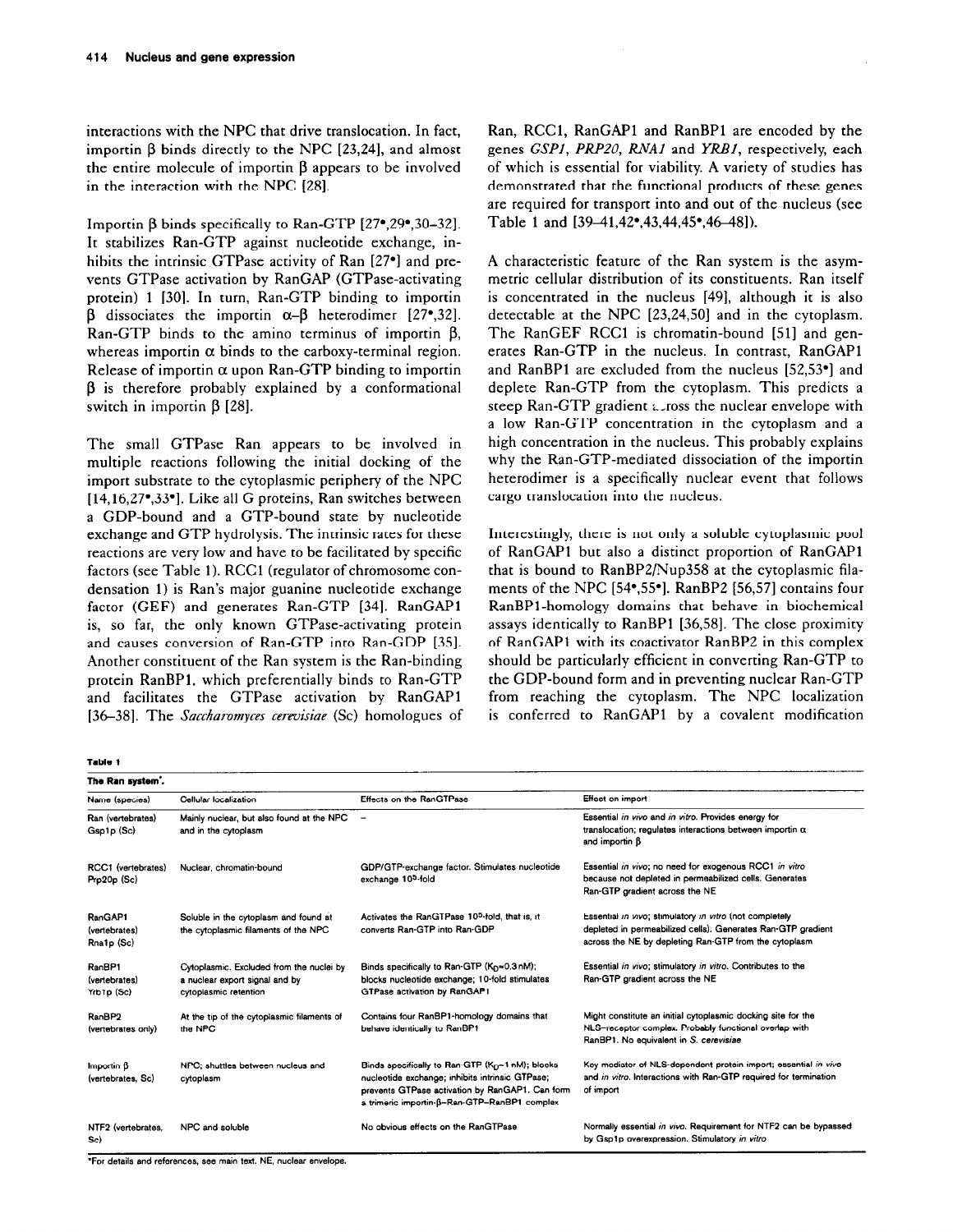interactions with the NPC that drive translocation. In fact, importin β binds directly to the NPC [23,24], and almost the entire molecule of importin β appears to be involved in the interaction with the NPC [28].

Importin β binds specifically to Ran-GTP [27•,29•,30–32]. It stabilizes Ran-GTP against nucleotide exchange, inhibits the intrinsic GTPase activity of Ran [27•] and prevents GTPase activation by RanGAP (GTPase-activating protein) 1 [30]. In turn, Ran-GTP binding to importin β dissociates the importin α–β heterodimer [27•,32]. Ran-GTP binds to the amino terminus of importin β, whereas importin α binds to the carboxy-terminal region. Release of importin α upon Ran-GTP binding to importin β is therefore probably explained by a conformational switch in importin β [28].

The small GTPase Ran appears to be involved in multiple reactions following the initial docking of the import substrate to the cytoplasmic periphery of the NPC [14,16,27•,33•]. Like all G proteins, Ran switches between a GDP-bound and a GTP-bound state by nucleotide exchange and GTP hydrolysis. The intrinsic rates for these reactions are very low and have to be facilitated by specific factors (see Table 1). RCC1 (regulator of chromosome condensation 1) is Ran's major guanine nucleotide exchange factor (GEF) and generates Ran-GTP [34]. RanGAP1 is, so far, the only known GTPase-activating protein and causes conversion of Ran-GTP into Ran-GDP [35]. Another constituent of the Ran system is the Ran-binding protein RanBP1, which preferentially binds to Ran-GTP and facilitates the GTPase activation by RanGAP1 [36–38]. The *Saccharomyces cerevisiae* (Sc) homologues of Ran, RCC1, RanGAP1 and RanBP1 are encoded by the genes *GSP1*, *PRP20*, *RNA1* and *YRB1*, respectively, each of which is essential for viability. A variety of studies has demonstrated that the functional products of these genes are required for transport into and out of the nucleus (see Table 1 and [39–41,42•,43,44,45•,46–48]).

A characteristic feature of the Ran system is the asymmetric cellular distribution of its constituents. Ran itself is concentrated in the nucleus [49], although it is also detectable at the NPC [23,24,50] and in the cytoplasm. The RanGEF RCC1 is chromatin-bound [51] and generates Ran-GTP in the nucleus. In contrast, RanGAP1 and RanBP1 are excluded from the nucleus [52,53•] and deplete Ran-GTP from the cytoplasm. This predicts a steep Ran-GTP gradient across the nuclear envelope with a low Ran-GTP concentration in the cytoplasm and a high concentration in the nucleus. This probably explains why the Ran-GTP-mediated dissociation of the importin heterodimer is a specifically nuclear event that follows cargo translocation into the nucleus.

Interestingly, there is not only a soluble cytoplasmic pool of RanGAP1 but also a distinct proportion of RanGAP1 that is bound to RanBP2/Nup358 at the cytoplasmic filaments of the NPC [54•,55•]. RanBP2 [56,57] contains four RanBP1-homology domains that behave in biochemical assays identically to RanBP1 [36,58]. The close proximity of RanGAP1 with its coactivator RanBP2 in this complex should be particularly efficient in converting Ran-GTP to the GDP-bound form and in preventing nuclear Ran-GTP from reaching the cytoplasm. The NPC localization is conferred to RanGAP1 by a covalent modification

**Table 1**

**The Ran system***.

| Name (species) | Cellular localization | Effects on the RanGTPase | Effect on import |
|---|---|---|---|
| Ran (vertebrates) Gsp1p (Sc) | Mainly nuclear, but also found at the NPC and in the cytoplasm | – | Essential *in vivo* and *in vitro*. Provides energy for translocation; regulates interactions between importin α and importin β |
| RCC1 (vertebrates) Prp20p (Sc) | Nuclear, chromatin-bound | GDP/GTP-exchange factor. Stimulates nucleotide exchange $10^5$-fold | Essential *in vivo*; no need for exogenous RCC1 *in vitro* because not depleted in permeabilized cells. Generates Ran-GTP gradient across the NE |
| RanGAP1 (vertebrates) Rna1p (Sc) | Soluble in the cytoplasm and found at the cytoplasmic filaments of the NPC | Activates the RanGTPase $10^5$-fold, that is, it converts Ran-GTP into Ran-GDP | Essential *in vivo*; stimulatory *in vitro* (not completely depleted in permeabilized cells). Generates Ran-GTP gradient across the NE by depleting Ran-GTP from the cytoplasm |
| RanBP1 (vertebrates) Yrb1p (Sc) | Cytoplasmic. Excluded from the nuclei by a nuclear export signal and by cytoplasmic retention | Binds specifically to Ran-GTP ($K_D$≈0.3 nM); blocks nucleotide exchange; 10-fold stimulates GTPase activation by RanGAP1 | Essential *in vivo*; stimulatory *in vitro*. Contributes to the Ran-GTP gradient across the NE |
| RanBP2 (vertebrates only) | At the tip of the cytoplasmic filaments of the NPC | Contains four RanBP1-homology domains that behave identically to RanBP1 | Might constitute an initial cytoplasmic docking site for the NLS–receptor complex. Probably functional overlap with RanBP1. No equivalent in *S. cerevisiae* |
| Importin β (vertebrates, Sc) | NPC; shuttles between nucleus and cytoplasm | Binds specifically to Ran-GTP ($K_D$~1 nM); blocks nucleotide exchange; inhibits intrinsic GTPase; prevents GTPase activation by RanGAP1. Can form a trimeric importin-β–Ran-GTP–RanBP1 complex | Key mediator of NLS-dependent protein import; essential *in vivo* and *in vitro*. Interactions with Ran-GTP required for termination of import |
| NTF2 (vertebrates, Sc) | NPC and soluble | No obvious effects on the RanGTPase | Normally essential *in vivo*. Requirement for NTF2 can be bypassed by Gsp1p overexpression. Stimulatory *in vitro* |

*For details and references, see main text. NE, nuclear envelope.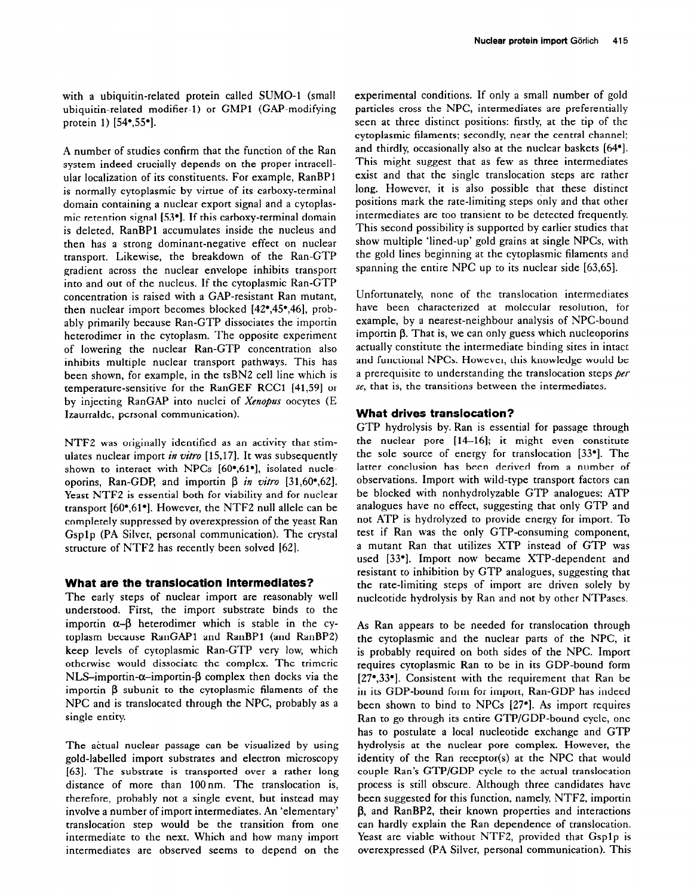with a ubiquitin-related protein called SUMO-1 (small ubiquitin-related modifier-1) or GMP1 (GAP-modifying protein 1) [54•,55•].

A number of studies confirm that the function of the Ran system indeed crucially depends on the proper intracellular localization of its constituents. For example, RanBP1 is normally cytoplasmic by virtue of its carboxy-terminal domain containing a nuclear export signal and a cytoplasmic retention signal [53•]. If this carboxy-terminal domain is deleted, RanBP1 accumulates inside the nucleus and then has a strong dominant-negative effect on nuclear transport. Likewise, the breakdown of the Ran-GTP gradient across the nuclear envelope inhibits transport into and out of the nucleus. If the cytoplasmic Ran-GTP concentration is raised with a GAP-resistant Ran mutant, then nuclear import becomes blocked [42•,45•,46], probably primarily because Ran-GTP dissociates the importin heterodimer in the cytoplasm. The opposite experiment of lowering the nuclear Ran-GTP concentration also inhibits multiple nuclear transport pathways. This has been shown, for example, in the tsBN2 cell line which is temperature-sensitive for the RanGEF RCC1 [41,59] or by injecting RanGAP into nuclei of *Xenopus* oocytes (E Izaurralde, personal communication).

NTF2 was originally identified as an activity that stimulates nuclear import *in vitro* [15,17]. It was subsequently shown to interact with NPCs [60•,61•], isolated nucleoporins, Ran-GDP, and importin β *in vitro* [31,60•,62]. Yeast NTF2 is essential both for viability and for nuclear transport [60•,61•]. However, the NTF2 null allele can be completely suppressed by overexpression of the yeast Ran Gsp1p (PA Silver, personal communication). The crystal structure of NTF2 has recently been solved [62].

## What are the translocation intermediates?

The early steps of nuclear import are reasonably well understood. First, the import substrate binds to the importin α–β heterodimer which is stable in the cytoplasm because RanGAP1 and RanBP1 (and RanBP2) keep levels of cytoplasmic Ran-GTP very low, which otherwise would dissociate the complex. The trimeric NLS–importin-α–importin-β complex then docks via the importin β subunit to the cytoplasmic filaments of the NPC and is translocated through the NPC, probably as a single entity.

The actual nuclear passage can be visualized by using gold-labelled import substrates and electron microscopy [63]. The substrate is transported over a rather long distance of more than 100 nm. The translocation is, therefore, probably not a single event, but instead may involve a number of import intermediates. An 'elementary' translocation step would be the transition from one intermediate to the next. Which and how many import intermediates are observed seems to depend on the experimental conditions. If only a small number of gold particles cross the NPC, intermediates are preferentially seen at three distinct positions: firstly, at the tip of the cytoplasmic filaments; secondly, near the central channel; and thirdly, occasionally also at the nuclear baskets [64•]. This might suggest that as few as three intermediates exist and that the single translocation steps are rather long. However, it is also possible that these distinct positions mark the rate-limiting steps only and that other intermediates are too transient to be detected frequently. This second possibility is supported by earlier studies that show multiple 'lined-up' gold grains at single NPCs, with the gold lines beginning at the cytoplasmic filaments and spanning the entire NPC up to its nuclear side [63,65].

Unfortunately, none of the translocation intermediates have been characterized at molecular resolution, for example, by a nearest-neighbour analysis of NPC-bound importin β. That is, we can only guess which nucleoporins actually constitute the intermediate binding sites in intact and functional NPCs. However, this knowledge would be a prerequisite to understanding the translocation steps *per se*, that is, the transitions between the intermediates.

## What drives translocation?

GTP hydrolysis by Ran is essential for passage through the nuclear pore [14–16]; it might even constitute the sole source of energy for translocation [33•]. The latter conclusion has been derived from a number of observations. Import with wild-type transport factors can be blocked with nonhydrolyzable GTP analogues; ATP analogues have no effect, suggesting that only GTP and not ATP is hydrolyzed to provide energy for import. To test if Ran was the only GTP-consuming component, a mutant Ran that utilizes XTP instead of GTP was used [33•]. Import now became XTP-dependent and resistant to inhibition by GTP analogues, suggesting that the rate-limiting steps of import are driven solely by nucleotide hydrolysis by Ran and not by other NTPases.

As Ran appears to be needed for translocation through the cytoplasmic and the nuclear parts of the NPC, it is probably required on both sides of the NPC. Import requires cytoplasmic Ran to be in its GDP-bound form [27•,33•]. Consistent with the requirement that Ran be in its GDP-bound form for import, Ran-GDP has indeed been shown to bind to NPCs [27•]. As import requires Ran to go through its entire GTP/GDP-bound cycle, one has to postulate a local nucleotide exchange and GTP hydrolysis at the nuclear pore complex. However, the identity of the Ran receptor(s) at the NPC that would couple Ran's GTP/GDP cycle to the actual translocation process is still obscure. Although three candidates have been suggested for this function, namely, NTF2, importin β, and RanBP2, their known properties and interactions can hardly explain the Ran dependence of translocation. Yeast are viable without NTF2, provided that Gsp1p is overexpressed (PA Silver, personal communication). This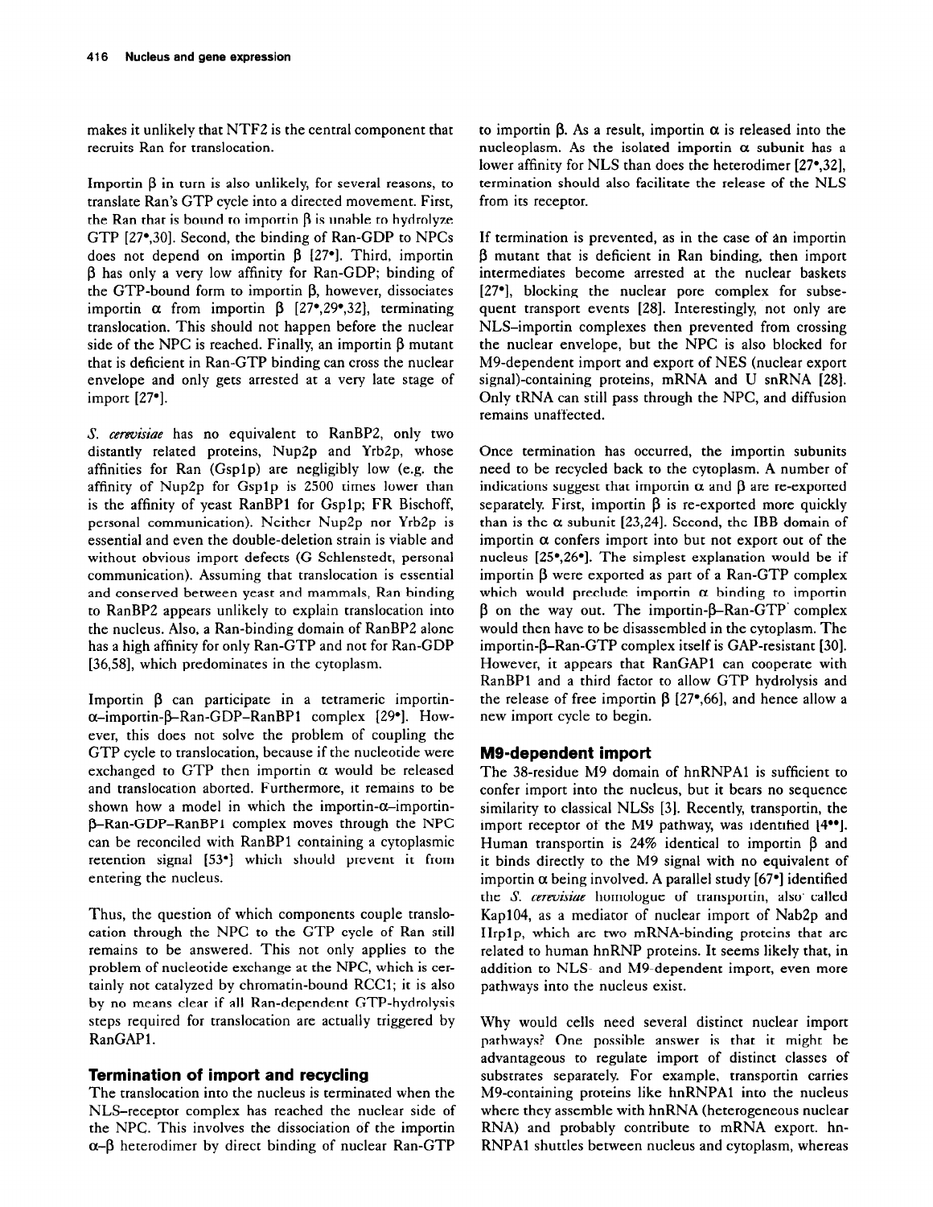makes it unlikely that NTF2 is the central component that recruits Ran for translocation.

Importin β in turn is also unlikely, for several reasons, to translate Ran's GTP cycle into a directed movement. First, the Ran that is bound to importin β is unable to hydrolyze GTP [27•,30]. Second, the binding of Ran-GDP to NPCs does not depend on importin β [27•]. Third, importin β has only a very low affinity for Ran-GDP; binding of the GTP-bound form to importin β, however, dissociates importin α from importin β [27•,29•,32], terminating translocation. This should not happen before the nuclear side of the NPC is reached. Finally, an importin β mutant that is deficient in Ran-GTP binding can cross the nuclear envelope and only gets arrested at a very late stage of import [27•].

*S. cerevisiae* has no equivalent to RanBP2, only two distantly related proteins, Nup2p and Yrb2p, whose affinities for Ran (Gsp1p) are negligibly low (e.g. the affinity of Nup2p for Gsp1p is 2500 times lower than is the affinity of yeast RanBP1 for Gsp1p; FR Bischoff, personal communication). Neither Nup2p nor Yrb2p is essential and even the double-deletion strain is viable and without obvious import defects (G Schlenstedt, personal communication). Assuming that translocation is essential and conserved between yeast and mammals, Ran binding to RanBP2 appears unlikely to explain translocation into the nucleus. Also, a Ran-binding domain of RanBP2 alone has a high affinity for only Ran-GTP and not for Ran-GDP [36,58], which predominates in the cytoplasm.

Importin β can participate in a tetrameric importin-α–importin-β–Ran-GDP–RanBP1 complex [29•]. However, this does not solve the problem of coupling the GTP cycle to translocation, because if the nucleotide were exchanged to GTP then importin α would be released and translocation aborted. Furthermore, it remains to be shown how a model in which the importin-α–importin-β–Ran-GDP–RanBP1 complex moves through the NPC can be reconciled with RanBP1 containing a cytoplasmic retention signal [53•] which should prevent it from entering the nucleus.

Thus, the question of which components couple translocation through the NPC to the GTP cycle of Ran still remains to be answered. This not only applies to the problem of nucleotide exchange at the NPC, which is certainly not catalyzed by chromatin-bound RCC1; it is also by no means clear if all Ran-dependent GTP-hydrolysis steps required for translocation are actually triggered by RanGAP1.

## Termination of import and recycling

The translocation into the nucleus is terminated when the NLS–receptor complex has reached the nuclear side of the NPC. This involves the dissociation of the importin α–β heterodimer by direct binding of nuclear Ran-GTP to importin β. As a result, importin α is released into the nucleoplasm. As the isolated importin α subunit has a lower affinity for NLS than does the heterodimer [27•,32], termination should also facilitate the release of the NLS from its receptor.

If termination is prevented, as in the case of an importin β mutant that is deficient in Ran binding, then import intermediates become arrested at the nuclear baskets [27•], blocking the nuclear pore complex for subsequent transport events [28]. Interestingly, not only are NLS–importin complexes then prevented from crossing the nuclear envelope, but the NPC is also blocked for M9-dependent import and export of NES (nuclear export signal)-containing proteins, mRNA and U snRNA [28]. Only tRNA can still pass through the NPC, and diffusion remains unaffected.

Once termination has occurred, the importin subunits need to be recycled back to the cytoplasm. A number of indications suggest that importin α and β are re-exported separately. First, importin β is re-exported more quickly than is the α subunit [23,24]. Second, the IBB domain of importin α confers import into but not export out of the nucleus [25•,26•]. The simplest explanation would be if importin β were exported as part of a Ran-GTP complex which would preclude importin α binding to importin β on the way out. The importin-β–Ran-GTP complex would then have to be disassembled in the cytoplasm. The importin-β–Ran-GTP complex itself is GAP-resistant [30]. However, it appears that RanGAP1 can cooperate with RanBP1 and a third factor to allow GTP hydrolysis and the release of free importin β [27•,66], and hence allow a new import cycle to begin.

## M9-dependent import

The 38-residue M9 domain of hnRNPA1 is sufficient to confer import into the nucleus, but it bears no sequence similarity to classical NLSs [3]. Recently, transportin, the import receptor of the M9 pathway, was identified [4••]. Human transportin is 24% identical to importin β and it binds directly to the M9 signal with no equivalent of importin α being involved. A parallel study [67•] identified the *S. cerevisiae* homologue of transportin, also called Kap104, as a mediator of nuclear import of Nab2p and Hrp1p, which are two mRNA-binding proteins that are related to human hnRNP proteins. It seems likely that, in addition to NLS- and M9-dependent import, even more pathways into the nucleus exist.

Why would cells need several distinct nuclear import pathways? One possible answer is that it might be advantageous to regulate import of distinct classes of substrates separately. For example, transportin carries M9-containing proteins like hnRNPA1 into the nucleus where they assemble with hnRNA (heterogeneous nuclear RNA) and probably contribute to mRNA export. hnRNPA1 shuttles between nucleus and cytoplasm, whereas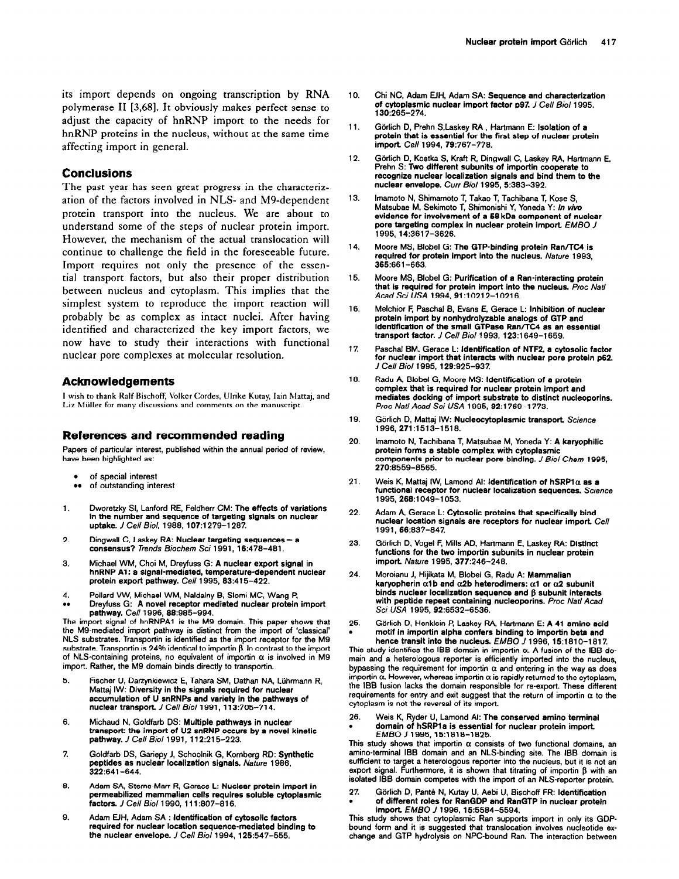its import depends on ongoing transcription by RNA polymerase II [3,68]. It obviously makes perfect sense to adjust the capacity of hnRNP import to the needs for hnRNP proteins in the nucleus, without at the same time affecting import in general.

## Conclusions

The past year has seen great progress in the characterization of the factors involved in NLS- and M9-dependent protein transport into the nucleus. We are about to understand some of the steps of nuclear protein import. However, the mechanism of the actual translocation will continue to challenge the field in the foreseeable future. Import requires not only the presence of the essential transport factors, but also their proper distribution between nucleus and cytoplasm. This implies that the simplest system to reproduce the import reaction will probably be as complex as intact nuclei. After having identified and characterized the key import factors, we now have to study their interactions with functional nuclear pore complexes at molecular resolution.

## Acknowledgements

I wish to thank Ralf Bischoff, Volker Cordes, Ulrike Kutay, Iain Mattaj, and Liz Müller for many discussions and comments on the manuscript.

## References and recommended reading

Papers of particular interest, published within the annual period of review, have been highlighted as:

- • of special interest
- •• of outstanding interest

1. Dworetzky SI, Lanford RE, Feldherr CM: **The effects of variations in the number and sequence of targeting signals on nuclear uptake.** *J Cell Biol*, 1988, **107**:1279–1287.
2. Dingwall C, Laskey RA: **Nuclear targeting sequences — a consensus?** *Trends Biochem Sci* 1991, **16**:478–481.
3. Michael WM, Choi M, Dreyfuss G: **A nuclear export signal in hnRNP A1: a signal-mediated, temperature-dependent nuclear protein export pathway.** *Cell* 1995, **83**:415–422.
4. •• Pollard VW, Michael WM, Nakielny S, Siomi MC, Wang F, Dreyfuss G: **A novel receptor mediated nuclear protein import pathway.** *Cell* 1996, **86**:985–994.

The import signal of hnRNPA1 is the M9 domain. This paper shows that the M9-mediated import pathway is distinct from the import of 'classical' NLS substrates. Transportin is identified as the import receptor for the M9 substrate. Transportin is 24% identical to importin β. In contrast to the import of NLS-containing proteins, no equivalent of importin α is involved in M9 import. Rather, the M9 domain binds directly to transportin.

5. Fischer U, Darzynkiewicz E, Tahara SM, Dathan NA, Lührmann R, Mattaj IW: **Diversity in the signals required for nuclear accumulation of U snRNPs and variety in the pathways of nuclear transport.** *J Cell Biol* 1991, **113**:705–714.
6. Michaud N, Goldfarb DS: **Multiple pathways in nuclear transport: the import of U2 snRNP occurs by a novel kinetic pathway.** *J Cell Biol* 1991, **112**:215–223.
7. Goldfarb DS, Gariepy J, Schoolnik G, Kornberg RD: **Synthetic peptides as nuclear localization signals.** *Nature* 1986, **322**:641–644.
8. Adam SA, Sterne-Marr R, Gerace L: **Nuclear protein import in permeabilized mammalian cells requires soluble cytoplasmic factors.** *J Cell Biol* 1990, **111**:807–816.
9. Adam EJH, Adam SA : **Identification of cytosolic factors required for nuclear location sequence-mediated binding to the nuclear envelope.** *J Cell Biol* 1994, **125**:547–555.
10. Chi NC, Adam EJH, Adam SA: **Sequence and characterization of cytoplasmic nuclear import factor p97.** *J Cell Biol* 1995, **130**:265–274.
11. Görlich D, Prehn S,Laskey RA , Hartmann E: **Isolation of a protein that is essential for the first step of nuclear protein import.** *Cell* 1994, **79**:767–778.
12. Görlich D, Kostka S, Kraft R, Dingwall C, Laskey RA, Hartmann E, Prehn S: **Two different subunits of importin cooperate to recognize nuclear localization signals and bind them to the nuclear envelope.** *Curr Biol* 1995, **5**:383–392.
13. Imamoto N, Shimamoto T, Takao T, Tachibana T, Kose S, Matsubae M, Sekimoto T, Shimonishi Y, Yoneda Y: ***In vivo* evidence for involvement of a 58 kDa component of nuclear pore targeting complex in nuclear protein import.** *EMBO J* 1995, **14**:3617–3626.
14. Moore MS, Blobel G: **The GTP-binding protein Ran/TC4 is required for protein import into the nucleus.** *Nature* 1993, **365**:661–663.
15. Moore MS, Blobel G: **Purification of a Ran-interacting protein that is required for protein import into the nucleus.** *Proc Natl Acad Sci USA* 1994, **91**:10212–10216.
16. Melchior F, Paschal B, Evans E, Gerace L: **Inhibition of nuclear protein import by nonhydrolyzable analogs of GTP and identification of the small GTPase Ran/TC4 as an essential transport factor.** *J Cell Biol* 1993, **123**:1649–1659.
17. Paschal BM, Gerace L: **Identification of NTF2, a cytosolic factor for nuclear import that interacts with nuclear pore protein p62.** *J Cell Biol* 1995, **129**:925–937.
18. Radu A, Blobel G, Moore MS: **Identification of a protein complex that is required for nuclear protein import and mediates docking of import substrate to distinct nucleoporins.** *Proc Natl Acad Sci USA* 1995, **92**:1769–1773.
19. Görlich D, Mattaj IW: **Nucleocytoplasmic transport.** *Science* 1996, **271**:1513–1518.
20. Imamoto N, Tachibana T, Matsubae M, Yoneda Y: **A karyophilic protein forms a stable complex with cytoplasmic components prior to nuclear pore binding.** *J Biol Chem* 1995, **270**:8559–8565.
21. Weis K, Mattaj IW, Lamond AI: **Identification of hSRP1α as a functional receptor for nuclear localization sequences.** *Science* 1995, **268**:1049–1053.
22. Adam A, Gerace L: **Cytosolic proteins that specifically bind nuclear location signals are receptors for nuclear import.** *Cell* 1991, **66**:837–847.
23. Görlich D, Vogel F, Mills AD, Hartmann E, Laskey RA: **Distinct functions for the two importin subunits in nuclear protein import.** *Nature* 1995, **377**:246–248.
24. Moroianu J, Hijikata M, Blobel G, Radu A: **Mammalian karyopherin α1b and α2b heterodimers: α1 or α2 subunit binds nuclear localization sequence and β subunit interacts with peptide repeat containing nucleoporins.** *Proc Natl Acad Sci USA* 1995, **92**:6532–6536.
25. • Görlich D, Henklein P, Laskey RA, Hartmann E: **A 41 amino acid motif in importin alpha confers binding to importin beta and hence transit into the nucleus.** *EMBO J* 1996, **15**:1810–1817.

This study identifies the IBB domain in importin α. A fusion of the IBB domain and a heterologous reporter is efficiently imported into the nucleus, bypassing the requirement for importin α and entering in the way as does importin α. However, whereas importin α is rapidly returned to the cytoplasm, the IBB fusion lacks the domain responsible for re-export. These different requirements for entry and exit suggest that the return of importin α to the cytoplasm is not the reversal of its import.

26. • Weis K, Ryder U, Lamond AI: **The conserved amino terminal domain of hSRP1a is essential for nuclear protein import.** *EMBO J* 1996, **15**:1818–1825.

This study shows that importin α consists of two functional domains, an amino-terminal IBB domain and an NLS-binding site. The IBB domain is sufficient to target a heterologous reporter into the nucleus, but it is not an export signal. Furthermore, it is shown that titrating of importin β with an isolated IBB domain competes with the import of an NLS-reporter protein.

27. • Görlich D, Panté N, Kutay U, Aebi U, Bischoff FR: **Identification of different roles for RanGDP and RanGTP in nuclear protein import.** *EMBO J* 1996, **15**:5584–5594.

This study shows that cytoplasmic Ran supports import in only its GDP-bound form and it is suggested that translocation involves nucleotide exchange and GTP hydrolysis on NPC-bound Ran. The interaction between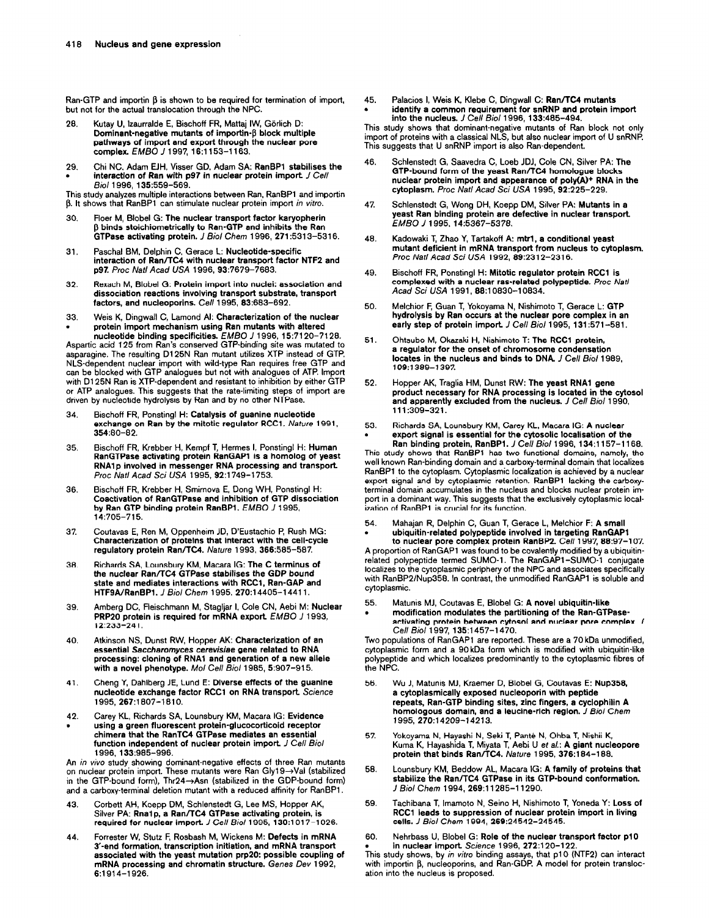Ran-GTP and importin β is shown to be required for termination of import, but not for the actual translocation through the NPC.

28. Kutay U, Izaurralde E, Bischoff FR, Mattaj IW, Görlich D: **Dominant-negative mutants of importin-β block multiple pathways of import and export through the nuclear pore complex.** *EMBO J* 1997, **16**:1153–1163.

29. • Chi NC, Adam EJH, Visser GD, Adam SA: **RanBP1 stabilises the interaction of Ran with p97 in nuclear protein import.** *J Cell Biol* 1996, **135**:559–569.

This study analyzes multiple interactions between Ran, RanBP1 and importin β. It shows that RanBP1 can stimulate nuclear protein import *in vitro*.

30. Floer M, Blobel G: **The nuclear transport factor karyopherin β binds stoichiometrically to Ran-GTP and inhibits the Ran GTPase activating protein.** *J Biol Chem* 1996, **271**:5313–5316.

31. Paschal BM, Delphin C, Gerace L: **Nucleotide-specific interaction of Ran/TC4 with nuclear transport factor NTF2 and p97.** *Proc Natl Acad USA* 1996, **93**:7679–7683.

32. Rexach M, Blobel G: **Protein import into nuclei: association and dissociation reactions involving transport substrate, transport factors, and nucleoporins.** *Cell* 1995, **83**:683–692.

33. • Weis K, Dingwall C, Lamond AI: **Characterization of the nuclear protein import mechanism using Ran mutants with altered nucleotide binding specificities.** *EMBO J* 1996, **15**:7120–7128.

Aspartic acid 125 from Ran's conserved GTP-binding site was mutated to asparagine. The resulting D125N Ran mutant utilizes XTP instead of GTP. NLS-dependent nuclear import with wild-type Ran requires free GTP and can be blocked with GTP analogues but not with analogues of ATP. Import with D125N Ran is XTP-dependent and resistant to inhibition by either GTP or ATP analogues. This suggests that the rate-limiting steps of import are driven by nucleotide hydrolysis by Ran and by no other NTPase.

34. Bischoff FR, Ponstingl H: **Catalysis of guanine nucleotide exchange on Ran by the mitotic regulator RCC1.** *Nature* 1991, **354**:80–82.

35. Bischoff FR, Krebber H, Kempf T, Hermes I, Ponstingl H: **Human RanGTPase activating protein RanGAP1 is a homolog of yeast RNA1p involved in messenger RNA processing and transport.** *Proc Natl Acad Sci USA* 1995, **92**:1749–1753.

36. Bischoff FR, Krebber H, Smirnova E, Dong WH, Ponstingl H: **Coactivation of RanGTPase and inhibition of GTP dissociation by Ran GTP binding protein RanBP1.** *EMBO J* 1995, **14**:705–715.

37. Coutavas E, Ren M, Oppenheim JD, D'Eustachio P, Rush MG: **Characterization of proteins that interact with the cell-cycle regulatory protein Ran/TC4.** *Nature* 1993, **366**:585–587.

38. Richards SA, Lounsbury KM, Macara IG: **The C terminus of the nuclear Ran/TC4 GTPase stabilises the GDP bound state and mediates interactions with RCC1, Ran-GAP and HTF9A/RanBP1.** *J Biol Chem* 1995, **270**:14405–14411.

39. Amberg DC, Fleischmann M, Stagljar I, Cole CN, Aebi M: **Nuclear PRP20 protein is required for mRNA export.** *EMBO J* 1993, **12**:233–241.

40. Atkinson NS, Dunst RW, Hopper AK: **Characterization of an essential *Saccharomyces cerevisiae* gene related to RNA processing: cloning of RNA1 and generation of a new allele with a novel phenotype.** *Mol Cell Biol* 1985, **5**:907–915.

41. Cheng Y, Dahlberg JE, Lund E: **Diverse effects of the guanine nucleotide exchange factor RCC1 on RNA transport.** *Science* 1995, **267**:1807–1810.

42. • Carey KL, Richards SA, Lounsbury KM, Macara IG: **Evidence using a green fluorescent protein-glucocorticoid receptor chimera that the RanTC4 GTPase mediates an essential function independent of nuclear protein import.** *J Cell Biol* 1996, **133**:985–996.

An *in vivo* study showing dominant-negative effects of three Ran mutants on nuclear protein import. These mutants were Ran Gly19→Val (stabilized in the GTP-bound form), Thr24→Asn (stabilized in the GDP-bound form) and a carboxy-terminal deletion mutant with a reduced affinity for RanBP1.

43. Corbett AH, Koepp DM, Schlenstedt G, Lee MS, Hopper AK, Silver PA: **Rna1p, a Ran/TC4 GTPase activating protein, is required for nuclear import.** *J Cell Biol* 1995, **130**:1017–1026.

44. Forrester W, Stutz F, Rosbash M, Wickens M: **Defects in mRNA 3′-end formation, transcription initiation, and mRNA transport associated with the yeast mutation prp20: possible coupling of mRNA processing and chromatin structure.** *Genes Dev* 1992, **6**:1914–1926.

45. • Palacios I, Weis K, Klebe C, Dingwall C: **Ran/TC4 mutants identify a common requirement for snRNP and protein import into the nucleus.** *J Cell Biol* 1996, **133**:485–494.

This study shows that dominant-negative mutants of Ran block not only import of proteins with a classical NLS, but also nuclear import of U snRNP. This suggests that U snRNP import is also Ran-dependent.

46. Schlenstedt G, Saavedra C, Loeb JDJ, Cole CN, Silver PA: **The GTP-bound form of the yeast Ran/TC4 homologue blocks nuclear protein import and appearance of poly(A)+ RNA in the cytoplasm.** *Proc Natl Acad Sci USA* 1995, **92**:225–229.

47. Schlenstedt G, Wong DH, Koepp DM, Silver PA: **Mutants in a yeast Ran binding protein are defective in nuclear transport.** *EMBO J* 1995, **14**:5367–5378.

48. Kadowaki T, Zhao Y, Tartakoff A: **mtr1, a conditional yeast mutant deficient in mRNA transport from nucleus to cytoplasm.** *Proc Natl Acad Sci USA* 1992, **89**:2312–2316.

49. Bischoff FR, Ponstingl H: **Mitotic regulator protein RCC1 is complexed with a nuclear ras-related polypeptide.** *Proc Natl Acad Sci USA* 1991, **88**:10830–10834.

50. Melchior F, Guan T, Yokoyama N, Nishimoto T, Gerace L: **GTP hydrolysis by Ran occurs at the nuclear pore complex in an early step of protein import.** *J Cell Biol* 1995, **131**:571–581.

51. Ohtsubo M, Okazaki H, Nishimoto T: **The RCC1 protein, a regulator for the onset of chromosome condensation locates in the nucleus and binds to DNA.** *J Cell Biol* 1989, **109**:1389–1397.

52. Hopper AK, Traglia HM, Dunst RW: **The yeast RNA1 gene product necessary for RNA processing is located in the cytosol and apparently excluded from the nucleus.** *J Cell Biol* 1990, **111**:309–321.

53. • Richards SA, Lounsbury KM, Carey KL, Macara IG: **A nuclear export signal is essential for the cytosolic localisation of the Ran binding protein, RanBP1.** *J Cell Biol* 1996, **134**:1157–1168.

This study shows that RanBP1 has two functional domains, namely, the well known Ran-binding domain and a carboxy-terminal domain that localizes RanBP1 to the cytoplasm. Cytoplasmic localization is achieved by a nuclear export signal and by cytoplasmic retention. RanBP1 lacking the carboxy-terminal domain accumulates in the nucleus and blocks nuclear protein import in a dominant way. This suggests that the exclusively cytoplasmic localization of RanBP1 is crucial for its function.

54. • Mahajan R, Delphin C, Guan T, Gerace L, Melchior F: **A small ubiquitin-related polypeptide involved in targeting RanGAP1 to nuclear pore complex protein RanBP2.** *Cell* 1997, **88**:97–107.

A proportion of RanGAP1 was found to be covalently modified by a ubiquitin-related polypeptide termed SUMO-1. The RanGAP1–SUMO-1 conjugate localizes to the cytoplasmic periphery of the NPC and associates specifically with RanBP2/Nup358. In contrast, the unmodified RanGAP1 is soluble and cytoplasmic.

55. • Matunis MJ, Coutavas E, Blobel G: **A novel ubiquitin-like modification modulates the partitioning of the Ran-GTPase-activating protein between cytosol and nuclear pore complex.** *J Cell Biol* 1997, **135**:1457–1470.

Two populations of RanGAP1 are reported. These are a 70 kDa unmodified, cytoplasmic form and a 90 kDa form which is modified with ubiquitin-like polypeptide and which localizes predominantly to the cytoplasmic fibres of the NPC.

56. Wu J, Matunis MJ, Kraemer D, Blobel G, Coutavas E: **Nup358, a cytoplasmically exposed nucleoporin with peptide repeats, Ran-GTP binding sites, zinc fingers, a cyclophilin A homologous domain, and a leucine-rich region.** *J Biol Chem* 1995, **270**:14209–14213.

57. Yokoyama N, Hayashi N, Seki T, Panté N, Ohba T, Nishii K, Kuma K, Hayashida T, Miyata T, Aebi U *et al.*: **A giant nucleopore protein that binds Ran/TC4.** *Nature* 1995, **376**:184–188.

58. Lounsbury KM, Beddow AL, Macara IG: **A family of proteins that stabilize the Ran/TC4 GTPase in its GTP-bound conformation.** *J Biol Chem* 1994, **269**:11285–11290.

59. Tachibana T, Imamoto N, Seino H, Nishimoto T, Yoneda Y: **Loss of RCC1 leads to suppression of nuclear protein import in living cells.** *J Biol Chem* 1994, **269**:24542–24545.

60. • Nehrbass U, Blobel G: **Role of the nuclear transport factor p10 in nuclear import.** *Science* 1996, **272**:120–122.

This study shows, by *in vitro* binding assays, that p10 (NTF2) can interact with importin β, nucleoporins, and Ran-GDP. A model for protein translocation into the nucleus is proposed.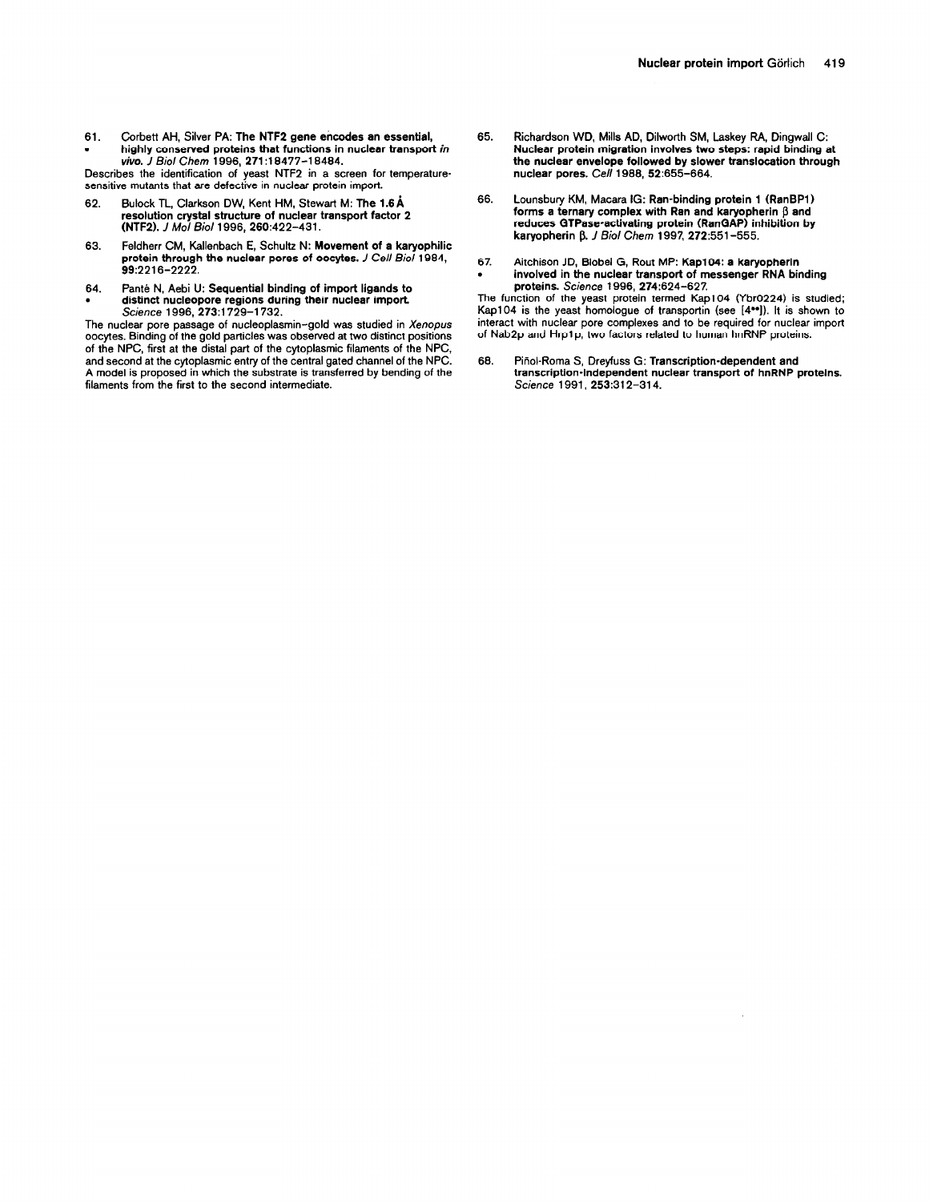61. Corbett AH, Silver PA: **The NTF2 gene encodes an essential, highly conserved proteins that functions in nuclear transport *in vivo*.** *J Biol Chem* 1996, **271**:18477–18484.
•
Describes the identification of yeast NTF2 in a screen for temperature-sensitive mutants that are defective in nuclear protein import.

62. Bulock TL, Clarkson DW, Kent HM, Stewart M: **The 1.6 Å resolution crystal structure of nuclear transport factor 2 (NTF2).** *J Mol Biol* 1996, **260**:422–431.

63. Feldherr CM, Kallenbach E, Schultz N: **Movement of a karyophilic protein through the nuclear pores of oocytes.** *J Cell Biol* 1984, **99**:2216–2222.

64. Panté N, Aebi U: **Sequential binding of import ligands to distinct nucleopore regions during their nuclear import.** *Science* 1996, **273**:1729–1732.
•
The nuclear pore passage of nucleoplasmin–gold was studied in *Xenopus* oocytes. Binding of the gold particles was observed at two distinct positions of the NPC, first at the distal part of the cytoplasmic filaments of the NPC, and second at the cytoplasmic entry of the central gated channel of the NPC. A model is proposed in which the substrate is transferred by bending of the filaments from the first to the second intermediate.

65. Richardson WD, Mills AD, Dilworth SM, Laskey RA, Dingwall C: **Nuclear protein migration involves two steps: rapid binding at the nuclear envelope followed by slower translocation through nuclear pores.** *Cell* 1988, **52**:655–664.

66. Lounsbury KM, Macara IG: **Ran-binding protein 1 (RanBP1) forms a ternary complex with Ran and karyopherin β and reduces GTPase-activating protein (RanGAP) inhibition by karyopherin β.** *J Biol Chem* 1997, **272**:551–555.

67. Aitchison JD, Blobel G, Rout MP: **Kap104: a karyopherin involved in the nuclear transport of messenger RNA binding proteins.** *Science* 1996, **274**:624–627.
•
The function of the yeast protein termed Kap104 (Ybr0224) is studied; Kap104 is the yeast homologue of transportin (see [4••]). It is shown to interact with nuclear pore complexes and to be required for nuclear import of Nab2p and Hrp1p, two factors related to human hnRNP proteins.

68. Piñol-Roma S, Dreyfuss G: **Transcription-dependent and transcription-independent nuclear transport of hnRNP proteins.** *Science* 1991, **253**:312–314.